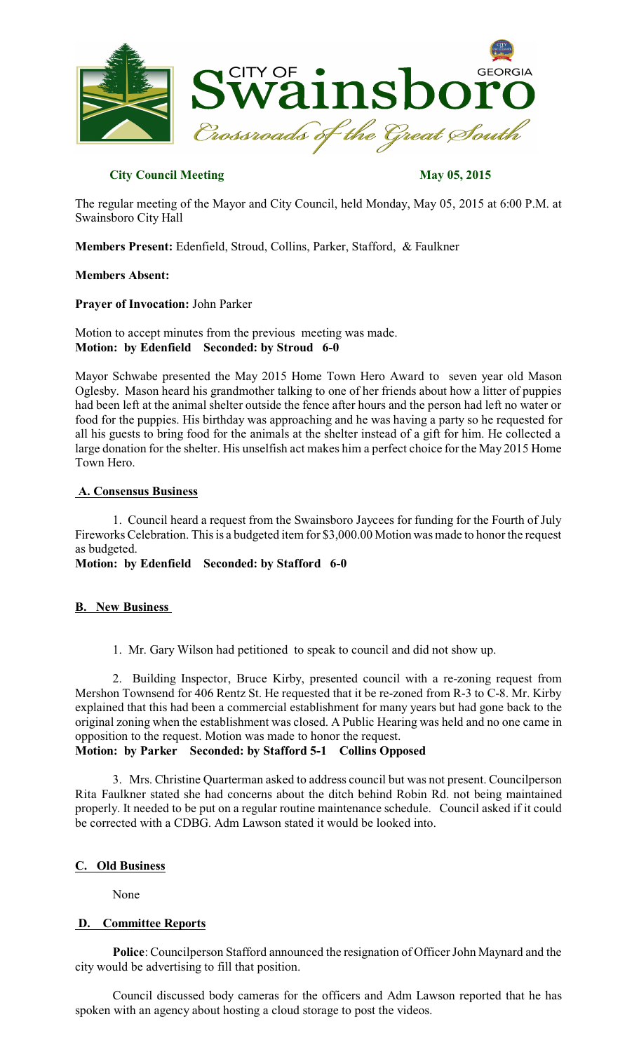**City Council Meeting May 05, 2015**

The regular meeting of the Mayor and City Council, held Monday, May 05, 2015 at 6:00 P.M. at Swainsboro City Hall

**Members Present:** Edenfield, Stroud, Collins, Parker, Stafford, & Faulkner

**Members Absent:**

**Prayer of Invocation:** John Parker

Motion to accept minutes from the previous meeting was made.
**Motion: by Edenfield Seconded: by Stroud 6-0**

Mayor Schwabe presented the May 2015 Home Town Hero Award to seven year old Mason Oglesby. Mason heard his grandmother talking to one of her friends about how a litter of puppies had been left at the animal shelter outside the fence after hours and the person had left no water or food for the puppies. His birthday was approaching and he was having a party so he requested for all his guests to bring food for the animals at the shelter instead of a gift for him. He collected a large donation for the shelter. His unselfish act makes him a perfect choice for the May 2015 Home Town Hero.

## A. Consensus Business

1. Council heard a request from the Swainsboro Jaycees for funding for the Fourth of July Fireworks Celebration. This is a budgeted item for $3,000.00 Motion was made to honor the request as budgeted.

**Motion: by Edenfield Seconded: by Stafford 6-0**

## B. New Business

1. Mr. Gary Wilson had petitioned to speak to council and did not show up.

2. Building Inspector, Bruce Kirby, presented council with a re-zoning request from Mershon Townsend for 406 Rentz St. He requested that it be re-zoned from R-3 to C-8. Mr. Kirby explained that this had been a commercial establishment for many years but had gone back to the original zoning when the establishment was closed. A Public Hearing was held and no one came in opposition to the request. Motion was made to honor the request.

**Motion: by Parker Seconded: by Stafford 5-1 Collins Opposed**

3. Mrs. Christine Quarterman asked to address council but was not present. Councilperson Rita Faulkner stated she had concerns about the ditch behind Robin Rd. not being maintained properly. It needed to be put on a regular routine maintenance schedule. Council asked if it could be corrected with a CDBG. Adm Lawson stated it would be looked into.

## C. Old Business

None

## D. Committee Reports

**Police**: Councilperson Stafford announced the resignation of Officer John Maynard and the city would be advertising to fill that position.

Council discussed body cameras for the officers and Adm Lawson reported that he has spoken with an agency about hosting a cloud storage to post the videos.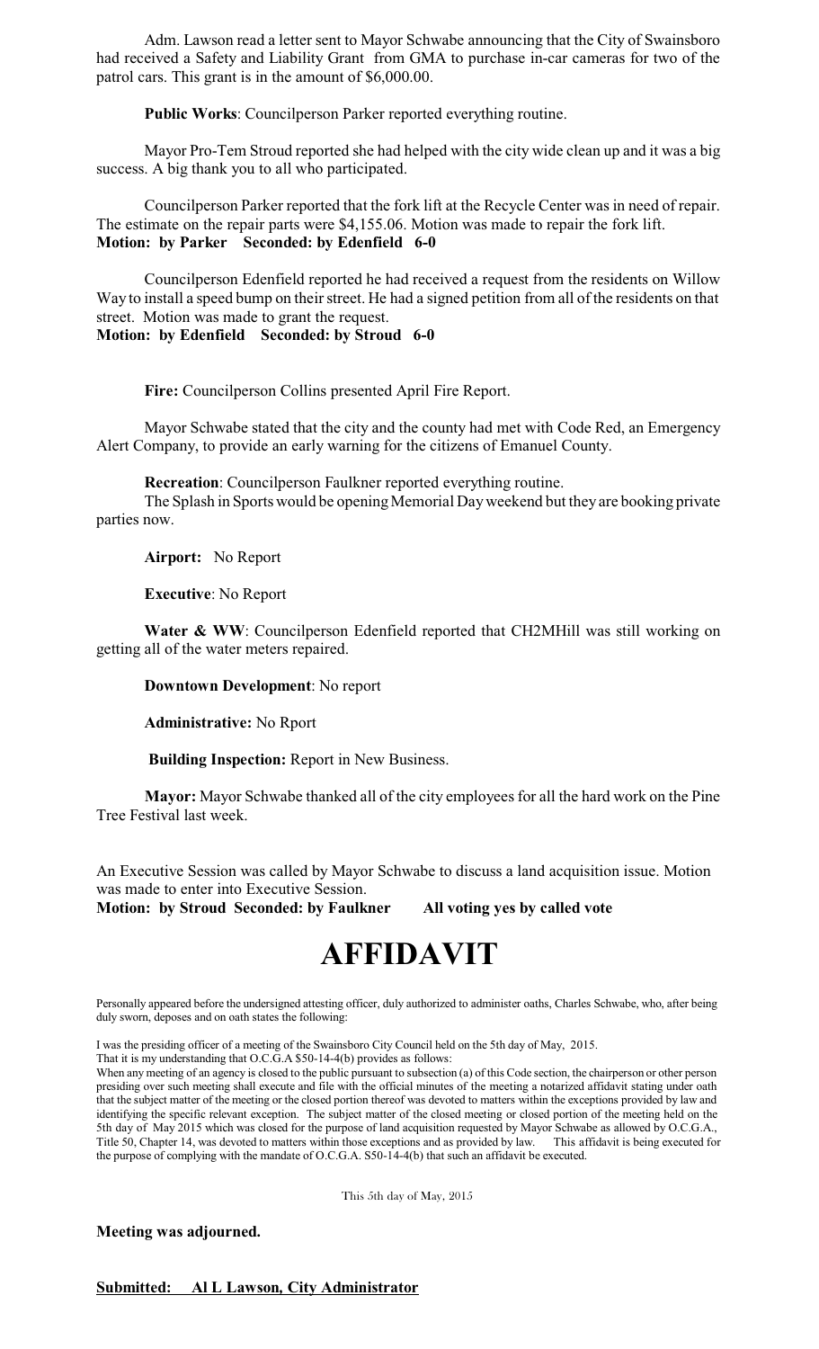Adm. Lawson read a letter sent to Mayor Schwabe announcing that the City of Swainsboro had received a Safety and Liability Grant from GMA to purchase in-car cameras for two of the patrol cars. This grant is in the amount of $6,000.00.

**Public Works**: Councilperson Parker reported everything routine.

Mayor Pro-Tem Stroud reported she had helped with the city wide clean up and it was a big success. A big thank you to all who participated.

Councilperson Parker reported that the fork lift at the Recycle Center was in need of repair. The estimate on the repair parts were $4,155.06. Motion was made to repair the fork lift.
**Motion: by Parker Seconded: by Edenfield 6-0**

Councilperson Edenfield reported he had received a request from the residents on Willow Way to install a speed bump on their street. He had a signed petition from all of the residents on that street. Motion was made to grant the request.
**Motion: by Edenfield Seconded: by Stroud 6-0**

**Fire:** Councilperson Collins presented April Fire Report.

Mayor Schwabe stated that the city and the county had met with Code Red, an Emergency Alert Company, to provide an early warning for the citizens of Emanuel County.

**Recreation**: Councilperson Faulkner reported everything routine.
The Splash in Sports would be opening Memorial Day weekend but they are booking private parties now.

**Airport:** No Report

**Executive**: No Report

**Water & WW**: Councilperson Edenfield reported that CH2MHill was still working on getting all of the water meters repaired.

**Downtown Development**: No report

**Administrative:** No Rport

**Building Inspection:** Report in New Business.

**Mayor:** Mayor Schwabe thanked all of the city employees for all the hard work on the Pine Tree Festival last week.

An Executive Session was called by Mayor Schwabe to discuss a land acquisition issue. Motion was made to enter into Executive Session.
**Motion: by Stroud Seconded: by Faulkner All voting yes by called vote**

# AFFIDAVIT

Personally appeared before the undersigned attesting officer, duly authorized to administer oaths, Charles Schwabe, who, after being duly sworn, deposes and on oath states the following:

I was the presiding officer of a meeting of the Swainsboro City Council held on the 5th day of May, 2015.
That it is my understanding that O.C.G.A $50-14-4(b) provides as follows:
When any meeting of an agency is closed to the public pursuant to subsection (a) of this Code section, the chairperson or other person presiding over such meeting shall execute and file with the official minutes of the meeting a notarized affidavit stating under oath that the subject matter of the meeting or the closed portion thereof was devoted to matters within the exceptions provided by law and identifying the specific relevant exception. The subject matter of the closed meeting or closed portion of the meeting held on the 5th day of May 2015 which was closed for the purpose of land acquisition requested by Mayor Schwabe as allowed by O.C.G.A., Title 50, Chapter 14, was devoted to matters within those exceptions and as provided by law. This affidavit is being executed for the purpose of complying with the mandate of O.C.G.A. S50-14-4(b) that such an affidavit be executed.

This 5th day of May, 2015

**Meeting was adjourned.**

**Submitted: Al L Lawson, City Administrator**